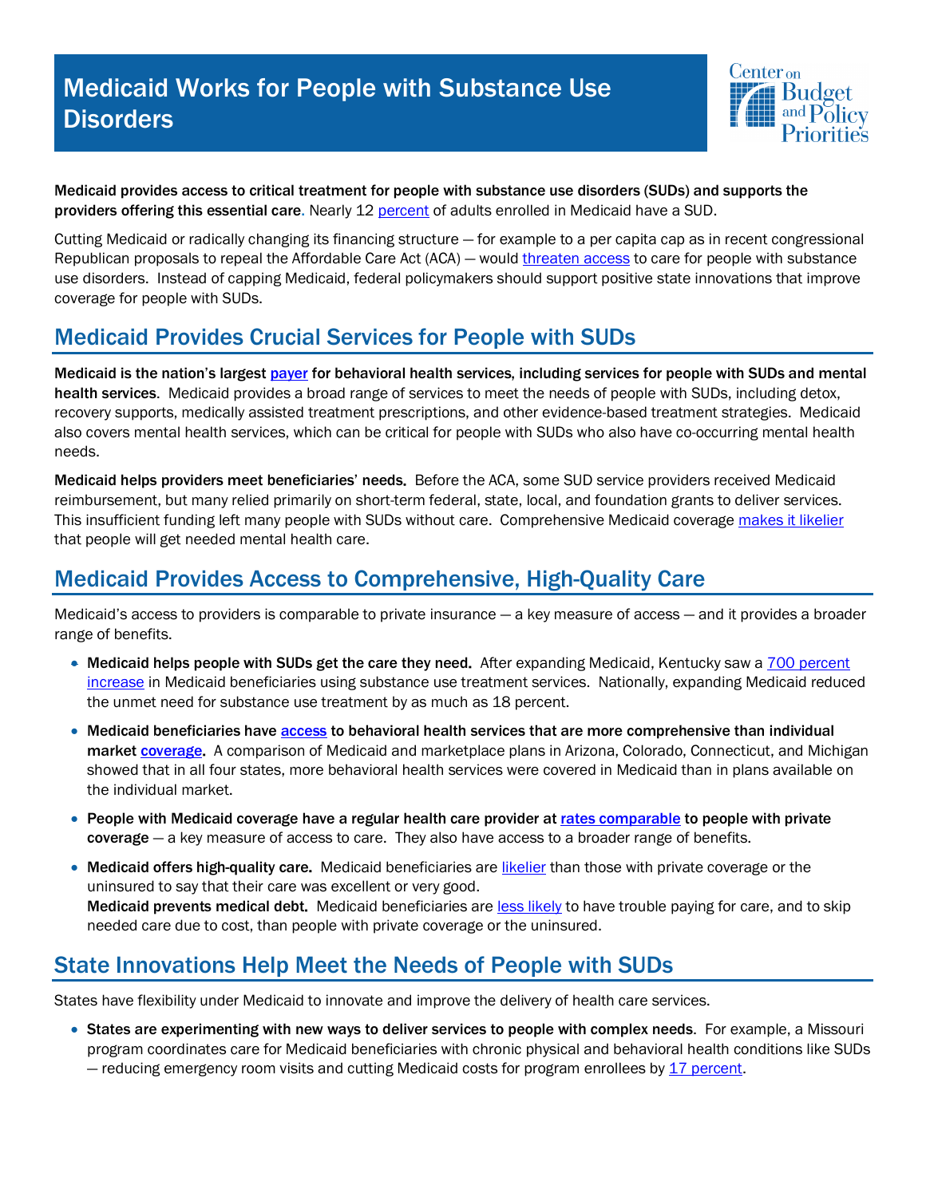# Medicaid Works for People with Substance Use Disorders

**Medicaid provides access to critical treatment for people with substance use disorders (SUDs) and supports the providers offering this essential care**. Nearly 12 percent of adults enrolled in Medicaid have a SUD.

Cutting Medicaid or radically changing its financing structure — for example to a per capita cap as in recent congressional Republican proposals to repeal the Affordable Care Act (ACA) — would threaten access to care for people with substance use disorders. Instead of capping Medicaid, federal policymakers should support positive state innovations that improve coverage for people with SUDs.

## Medicaid Provides Crucial Services for People with SUDs

**Medicaid is the nation's largest payer for behavioral health services, including services for people with SUDs and mental health services**. Medicaid provides a broad range of services to meet the needs of people with SUDs, including detox, recovery supports, medically assisted treatment prescriptions, and other evidence-based treatment strategies. Medicaid also covers mental health services, which can be critical for people with SUDs who also have co-occurring mental health needs.

**Medicaid helps providers meet beneficiaries' needs.** Before the ACA, some SUD service providers received Medicaid reimbursement, but many relied primarily on short-term federal, state, local, and foundation grants to deliver services. This insufficient funding left many people with SUDs without care. Comprehensive Medicaid coverage makes it likelier that people will get needed mental health care.

## Medicaid Provides Access to Comprehensive, High-Quality Care

Medicaid's access to providers is comparable to private insurance — a key measure of access — and it provides a broader range of benefits.

- **Medicaid helps people with SUDs get the care they need.** After expanding Medicaid, Kentucky saw a 700 percent increase in Medicaid beneficiaries using substance use treatment services. Nationally, expanding Medicaid reduced the unmet need for substance use treatment by as much as 18 percent.
- **Medicaid beneficiaries have access to behavioral health services that are more comprehensive than individual market coverage.** A comparison of Medicaid and marketplace plans in Arizona, Colorado, Connecticut, and Michigan showed that in all four states, more behavioral health services were covered in Medicaid than in plans available on the individual market.
- **People with Medicaid coverage have a regular health care provider at rates comparable to people with private coverage** — a key measure of access to care. They also have access to a broader range of benefits.
- **Medicaid offers high-quality care.** Medicaid beneficiaries are likelier than those with private coverage or the uninsured to say that their care was excellent or very good.
  **Medicaid prevents medical debt.** Medicaid beneficiaries are less likely to have trouble paying for care, and to skip needed care due to cost, than people with private coverage or the uninsured.

## State Innovations Help Meet the Needs of People with SUDs

States have flexibility under Medicaid to innovate and improve the delivery of health care services.

- **States are experimenting with new ways to deliver services to people with complex needs**. For example, a Missouri program coordinates care for Medicaid beneficiaries with chronic physical and behavioral health conditions like SUDs — reducing emergency room visits and cutting Medicaid costs for program enrollees by 17 percent.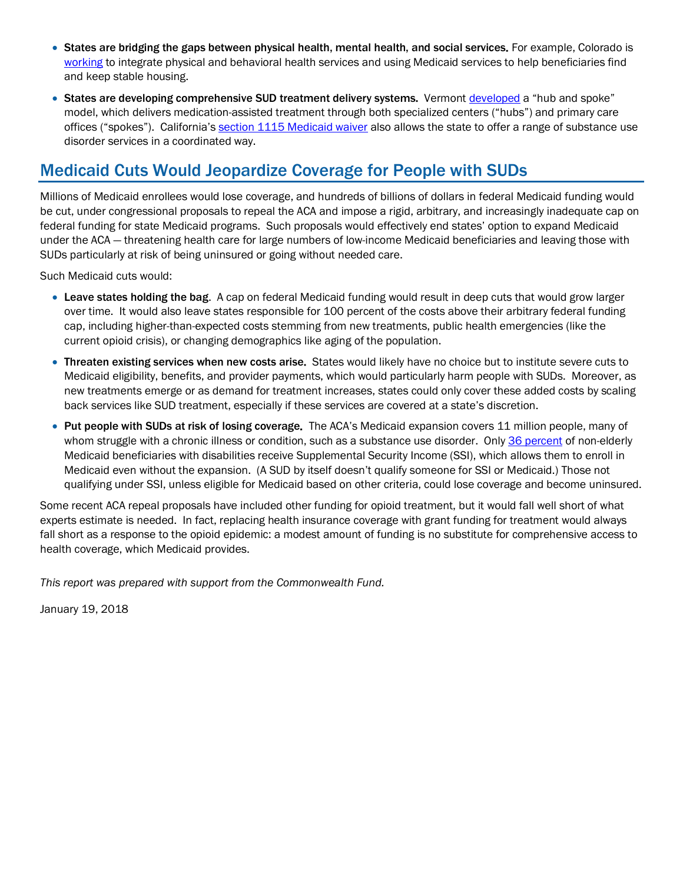- **States are bridging the gaps between physical health, mental health, and social services.** For example, Colorado is working to integrate physical and behavioral health services and using Medicaid services to help beneficiaries find and keep stable housing.
- **States are developing comprehensive SUD treatment delivery systems.** Vermont developed a "hub and spoke" model, which delivers medication-assisted treatment through both specialized centers ("hubs") and primary care offices ("spokes"). California's section 1115 Medicaid waiver also allows the state to offer a range of substance use disorder services in a coordinated way.

## Medicaid Cuts Would Jeopardize Coverage for People with SUDs

Millions of Medicaid enrollees would lose coverage, and hundreds of billions of dollars in federal Medicaid funding would be cut, under congressional proposals to repeal the ACA and impose a rigid, arbitrary, and increasingly inadequate cap on federal funding for state Medicaid programs. Such proposals would effectively end states' option to expand Medicaid under the ACA — threatening health care for large numbers of low-income Medicaid beneficiaries and leaving those with SUDs particularly at risk of being uninsured or going without needed care.

Such Medicaid cuts would:

- **Leave states holding the bag**. A cap on federal Medicaid funding would result in deep cuts that would grow larger over time. It would also leave states responsible for 100 percent of the costs above their arbitrary federal funding cap, including higher-than-expected costs stemming from new treatments, public health emergencies (like the current opioid crisis), or changing demographics like aging of the population.
- **Threaten existing services when new costs arise.** States would likely have no choice but to institute severe cuts to Medicaid eligibility, benefits, and provider payments, which would particularly harm people with SUDs. Moreover, as new treatments emerge or as demand for treatment increases, states could only cover these added costs by scaling back services like SUD treatment, especially if these services are covered at a state's discretion.
- **Put people with SUDs at risk of losing coverage.** The ACA's Medicaid expansion covers 11 million people, many of whom struggle with a chronic illness or condition, such as a substance use disorder. Only 36 percent of non-elderly Medicaid beneficiaries with disabilities receive Supplemental Security Income (SSI), which allows them to enroll in Medicaid even without the expansion. (A SUD by itself doesn't qualify someone for SSI or Medicaid.) Those not qualifying under SSI, unless eligible for Medicaid based on other criteria, could lose coverage and become uninsured.

Some recent ACA repeal proposals have included other funding for opioid treatment, but it would fall well short of what experts estimate is needed. In fact, replacing health insurance coverage with grant funding for treatment would always fall short as a response to the opioid epidemic: a modest amount of funding is no substitute for comprehensive access to health coverage, which Medicaid provides.

*This report was prepared with support from the Commonwealth Fund.*

January 19, 2018